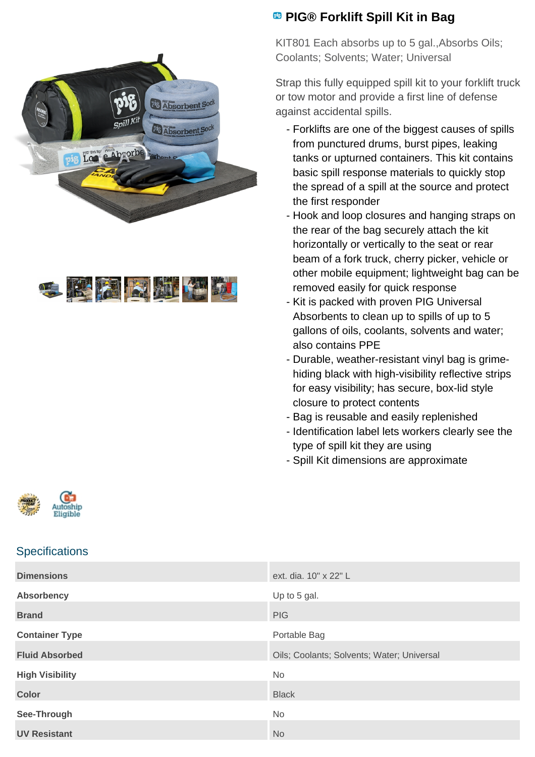# PIG® Forklift Spill Kit in Bag

KIT801 Each absorbs up to 5 gal.,Absorbs Oils; Coolants; Solvents; Water; Universal

Strap this fully equipped spill kit to your forklift truck or tow motor and provide a first line of defense against accidental spills.

- Forklifts are one of the biggest causes of spills from punctured drums, burst pipes, leaking tanks or upturned containers. This kit contains basic spill response materials to quickly stop the spread of a spill at the source and protect the first responder
- Hook and loop closures and hanging straps on the rear of the bag securely attach the kit horizontally or vertically to the seat or rear beam of a fork truck, cherry picker, vehicle or other mobile equipment; lightweight bag can be removed easily for quick response
- Kit is packed with proven PIG Universal Absorbents to clean up to spills of up to 5 gallons of oils, coolants, solvents and water; also contains PPE
- Durable, weather-resistant vinyl bag is grime-hiding black with high-visibility reflective strips for easy visibility; has secure, box-lid style closure to protect contents
- Bag is reusable and easily replenished
- Identification label lets workers clearly see the type of spill kit they are using
- Spill Kit dimensions are approximate

Autoship Eligible

## Specifications

| | |
|---|---|
| **Dimensions** | ext. dia. 10" x 22" L |
| **Absorbency** | Up to 5 gal. |
| **Brand** | PIG |
| **Container Type** | Portable Bag |
| **Fluid Absorbed** | Oils; Coolants; Solvents; Water; Universal |
| **High Visibility** | No |
| **Color** | Black |
| **See-Through** | No |
| **UV Resistant** | No |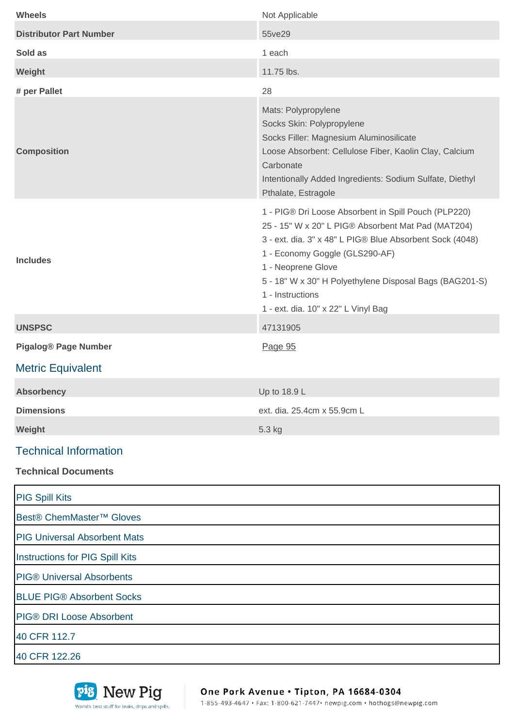| | |
|---|---|
| **Wheels** | Not Applicable |
| **Distributor Part Number** | 55ve29 |
| **Sold as** | 1 each |
| **Weight** | 11.75 lbs. |
| **# per Pallet** | 28 |
| **Composition** | Mats: Polypropylene<br>Socks Skin: Polypropylene<br>Socks Filler: Magnesium Aluminosilicate<br>Loose Absorbent: Cellulose Fiber, Kaolin Clay, Calcium Carbonate<br>Intentionally Added Ingredients: Sodium Sulfate, Diethyl Pthalate, Estragole |
| **Includes** | 1 - PIG® Dri Loose Absorbent in Spill Pouch (PLP220)<br>25 - 15" W x 20" L PIG® Absorbent Mat Pad (MAT204)<br>3 - ext. dia. 3" x 48" L PIG® Blue Absorbent Sock (4048)<br>1 - Economy Goggle (GLS290-AF)<br>1 - Neoprene Glove<br>5 - 18" W x 30" H Polyethylene Disposal Bags (BAG201-S)<br>1 - Instructions<br>1 - ext. dia. 10" x 22" L Vinyl Bag |
| **UNSPSC** | 47131905 |
| **Pigalog® Page Number** | Page 95 |

## Metric Equivalent

| | |
|---|---|
| **Absorbency** | Up to 18.9 L |
| **Dimensions** | ext. dia. 25.4cm x 55.9cm L |
| **Weight** | 5.3 kg |

## Technical Information

### Technical Documents

| |
|---|
| PIG Spill Kits |
| Best® ChemMaster™ Gloves |
| PIG Universal Absorbent Mats |
| Instructions for PIG Spill Kits |
| PIG® Universal Absorbents |
| BLUE PIG® Absorbent Socks |
| PIG® DRI Loose Absorbent |
| 40 CFR 112.7 |
| 40 CFR 122.26 |